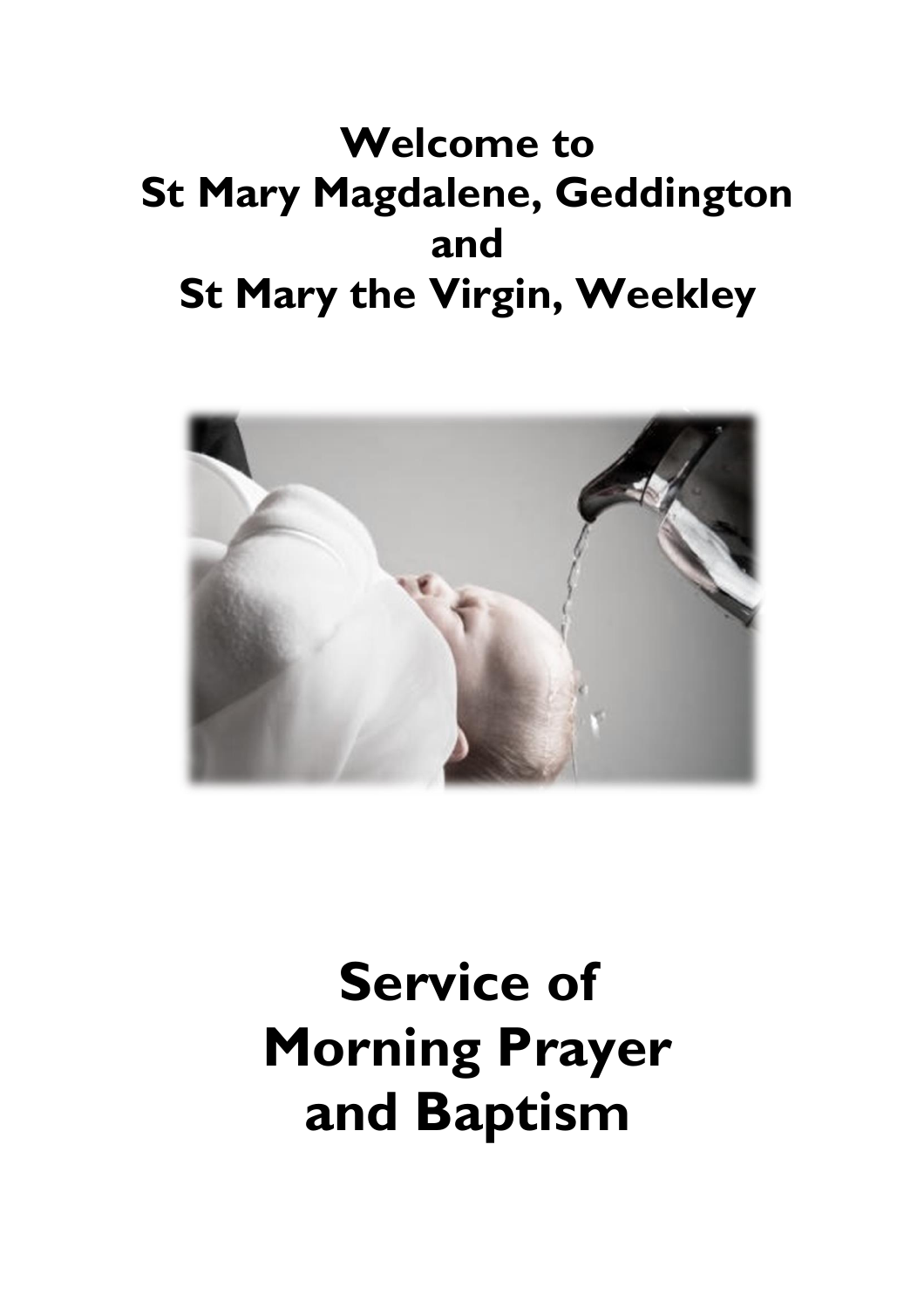# Welcome to
# St Mary Magdalene, Geddington
# and
# St Mary the Virgin, Weekley

# Service of
# Morning Prayer
# and Baptism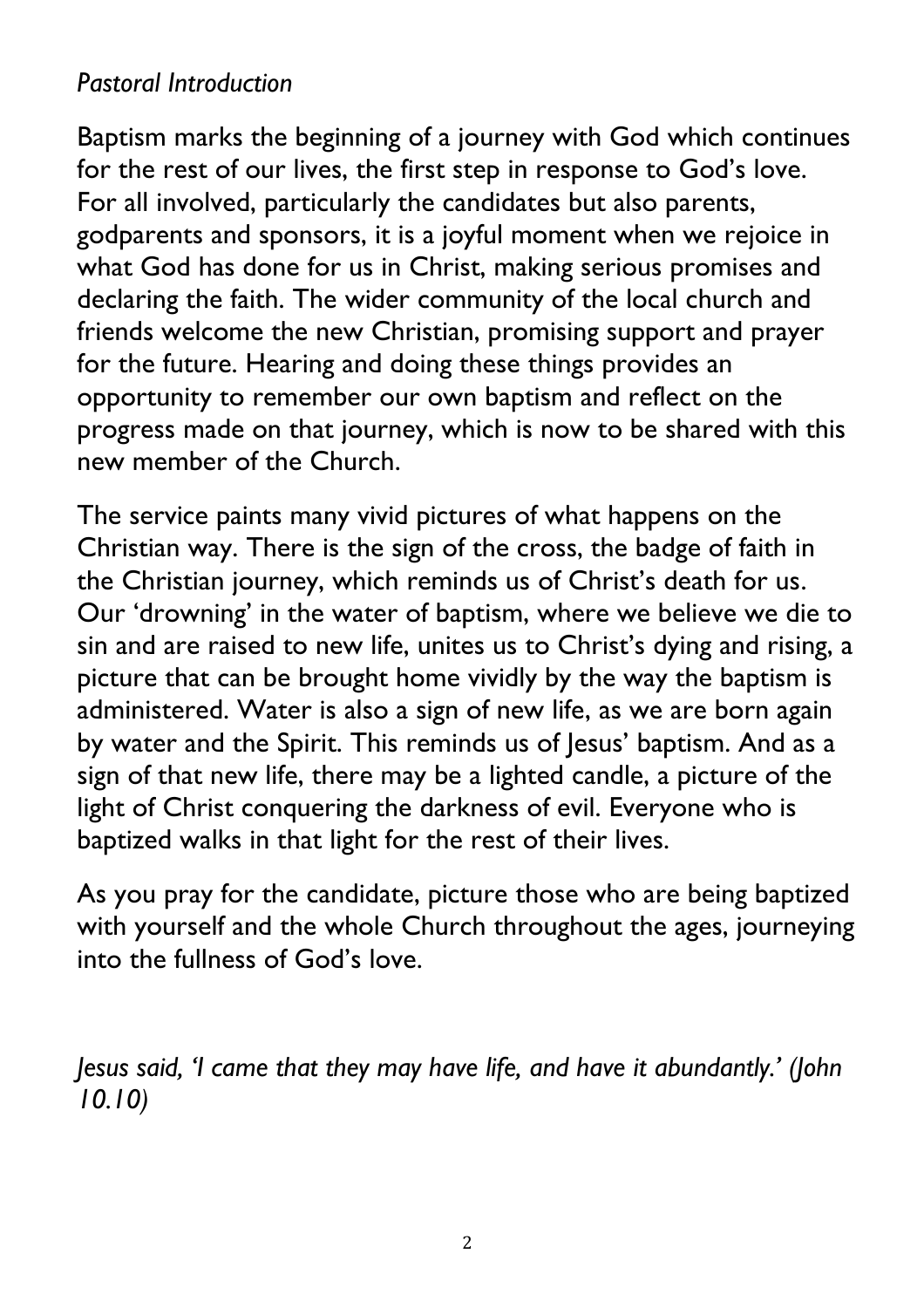*Pastoral Introduction*

Baptism marks the beginning of a journey with God which continues for the rest of our lives, the first step in response to God's love. For all involved, particularly the candidates but also parents, godparents and sponsors, it is a joyful moment when we rejoice in what God has done for us in Christ, making serious promises and declaring the faith. The wider community of the local church and friends welcome the new Christian, promising support and prayer for the future. Hearing and doing these things provides an opportunity to remember our own baptism and reflect on the progress made on that journey, which is now to be shared with this new member of the Church.

The service paints many vivid pictures of what happens on the Christian way. There is the sign of the cross, the badge of faith in the Christian journey, which reminds us of Christ's death for us. Our 'drowning' in the water of baptism, where we believe we die to sin and are raised to new life, unites us to Christ's dying and rising, a picture that can be brought home vividly by the way the baptism is administered. Water is also a sign of new life, as we are born again by water and the Spirit. This reminds us of Jesus' baptism. And as a sign of that new life, there may be a lighted candle, a picture of the light of Christ conquering the darkness of evil. Everyone who is baptized walks in that light for the rest of their lives.

As you pray for the candidate, picture those who are being baptized with yourself and the whole Church throughout the ages, journeying into the fullness of God's love.

*Jesus said, 'I came that they may have life, and have it abundantly.' (John 10.10)*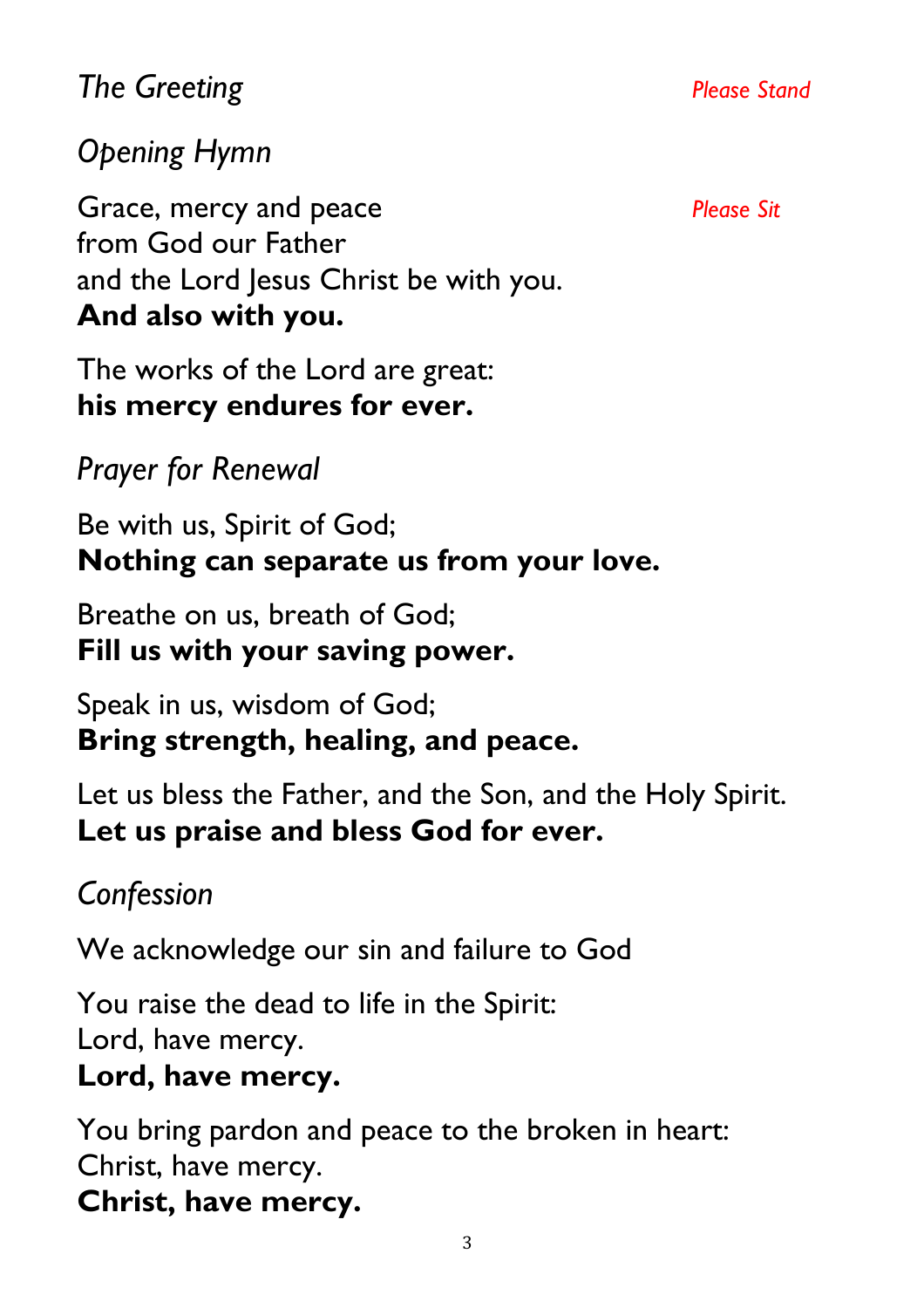*The Greeting* *Please Stand*

*Opening Hymn*

Grace, mercy and peace *Please Sit*
from God our Father
and the Lord Jesus Christ be with you.
**And also with you.**

The works of the Lord are great:
**his mercy endures for ever.**

*Prayer for Renewal*

Be with us, Spirit of God;
**Nothing can separate us from your love.**

Breathe on us, breath of God;
**Fill us with your saving power.**

Speak in us, wisdom of God;
**Bring strength, healing, and peace.**

Let us bless the Father, and the Son, and the Holy Spirit.
**Let us praise and bless God for ever.**

*Confession*

We acknowledge our sin and failure to God

You raise the dead to life in the Spirit:
Lord, have mercy.
**Lord, have mercy.**

You bring pardon and peace to the broken in heart:
Christ, have mercy.
**Christ, have mercy.**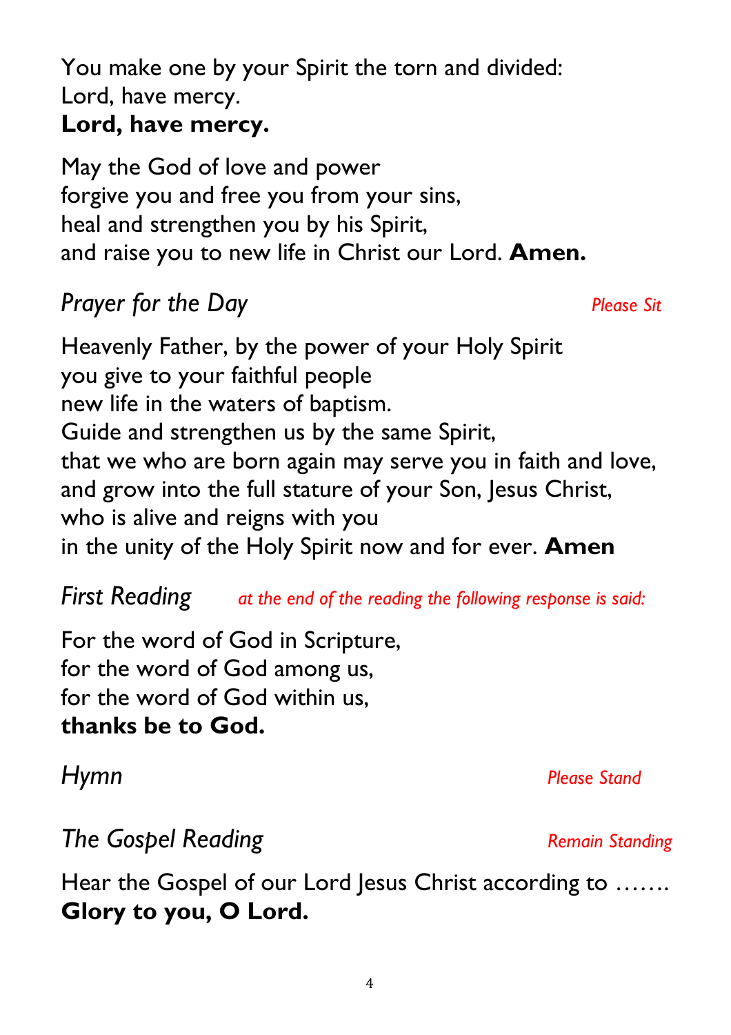You make one by your Spirit the torn and divided:
Lord, have mercy.
**Lord, have mercy.**

May the God of love and power
forgive you and free you from your sins,
heal and strengthen you by his Spirit,
and raise you to new life in Christ our Lord. **Amen.**

*Prayer for the Day* *Please Sit*

Heavenly Father, by the power of your Holy Spirit
you give to your faithful people
new life in the waters of baptism.
Guide and strengthen us by the same Spirit,
that we who are born again may serve you in faith and love,
and grow into the full stature of your Son, Jesus Christ,
who is alive and reigns with you
in the unity of the Holy Spirit now and for ever. **Amen**

*First Reading* *at the end of the reading the following response is said:*

For the word of God in Scripture,
for the word of God among us,
for the word of God within us,
**thanks be to God.**

*Hymn* *Please Stand*

*The Gospel Reading* *Remain Standing*

Hear the Gospel of our Lord Jesus Christ according to …….
**Glory to you, O Lord.**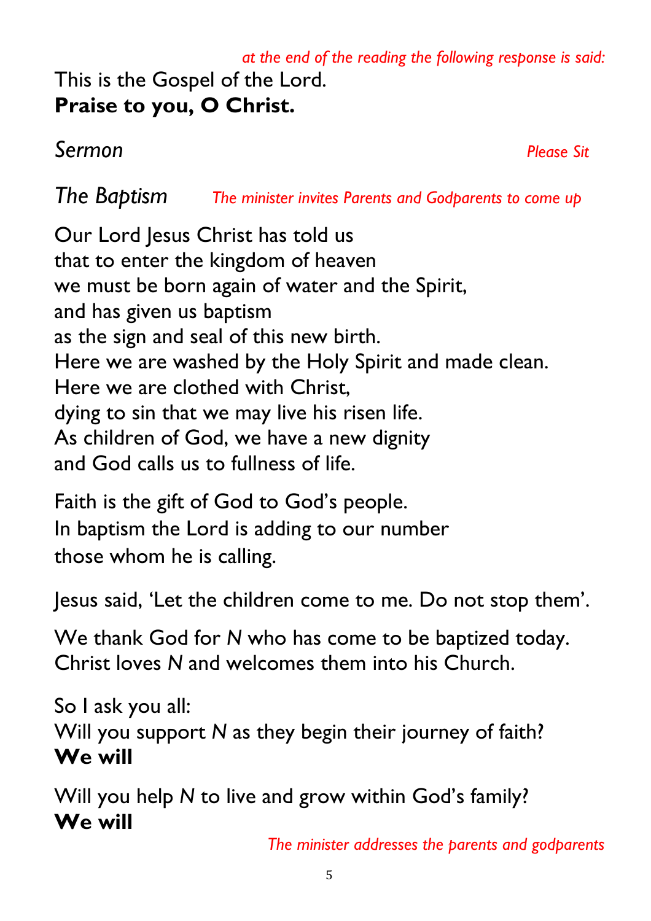*at the end of the reading the following response is said:*

This is the Gospel of the Lord.
**Praise to you, O Christ.**

*Sermon* *Please Sit*

*The Baptism* *The minister invites Parents and Godparents to come up*

Our Lord Jesus Christ has told us
that to enter the kingdom of heaven
we must be born again of water and the Spirit,
and has given us baptism
as the sign and seal of this new birth.
Here we are washed by the Holy Spirit and made clean.
Here we are clothed with Christ,
dying to sin that we may live his risen life.
As children of God, we have a new dignity
and God calls us to fullness of life.

Faith is the gift of God to God's people.
In baptism the Lord is adding to our number
those whom he is calling.

Jesus said, 'Let the children come to me. Do not stop them'.

We thank God for *N* who has come to be baptized today.
Christ loves *N* and welcomes them into his Church.

So I ask you all:
Will you support *N* as they begin their journey of faith?
**We will**

Will you help *N* to live and grow within God's family?
**We will**

*The minister addresses the parents and godparents*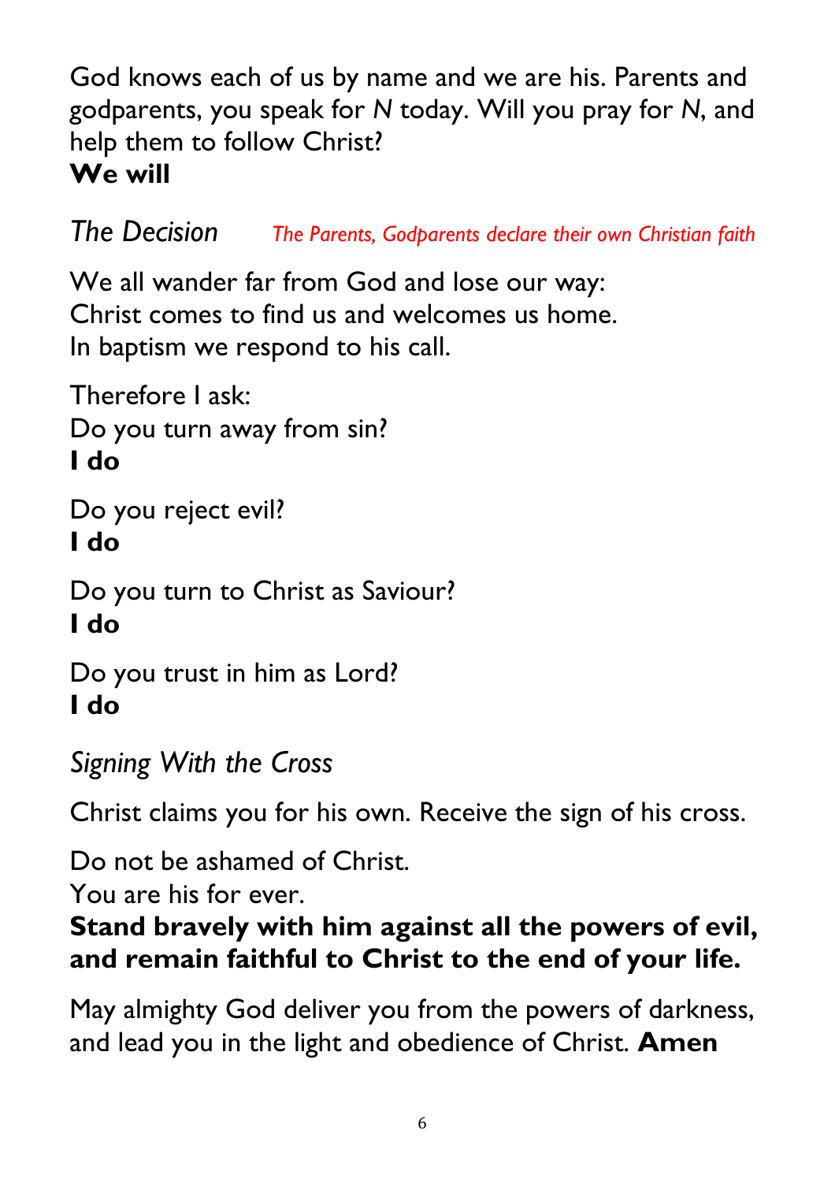God knows each of us by name and we are his. Parents and godparents, you speak for *N* today. Will you pray for *N*, and help them to follow Christ?
**We will**

*The Decision* *The Parents, Godparents declare their own Christian faith*

We all wander far from God and lose our way:
Christ comes to find us and welcomes us home.
In baptism we respond to his call.

Therefore I ask:
Do you turn away from sin?
**I do**

Do you reject evil?
**I do**

Do you turn to Christ as Saviour?
**I do**

Do you trust in him as Lord?
**I do**

*Signing With the Cross*

Christ claims you for his own. Receive the sign of his cross.

Do not be ashamed of Christ.
You are his for ever.
**Stand bravely with him against all the powers of evil, and remain faithful to Christ to the end of your life.**

May almighty God deliver you from the powers of darkness, and lead you in the light and obedience of Christ. **Amen**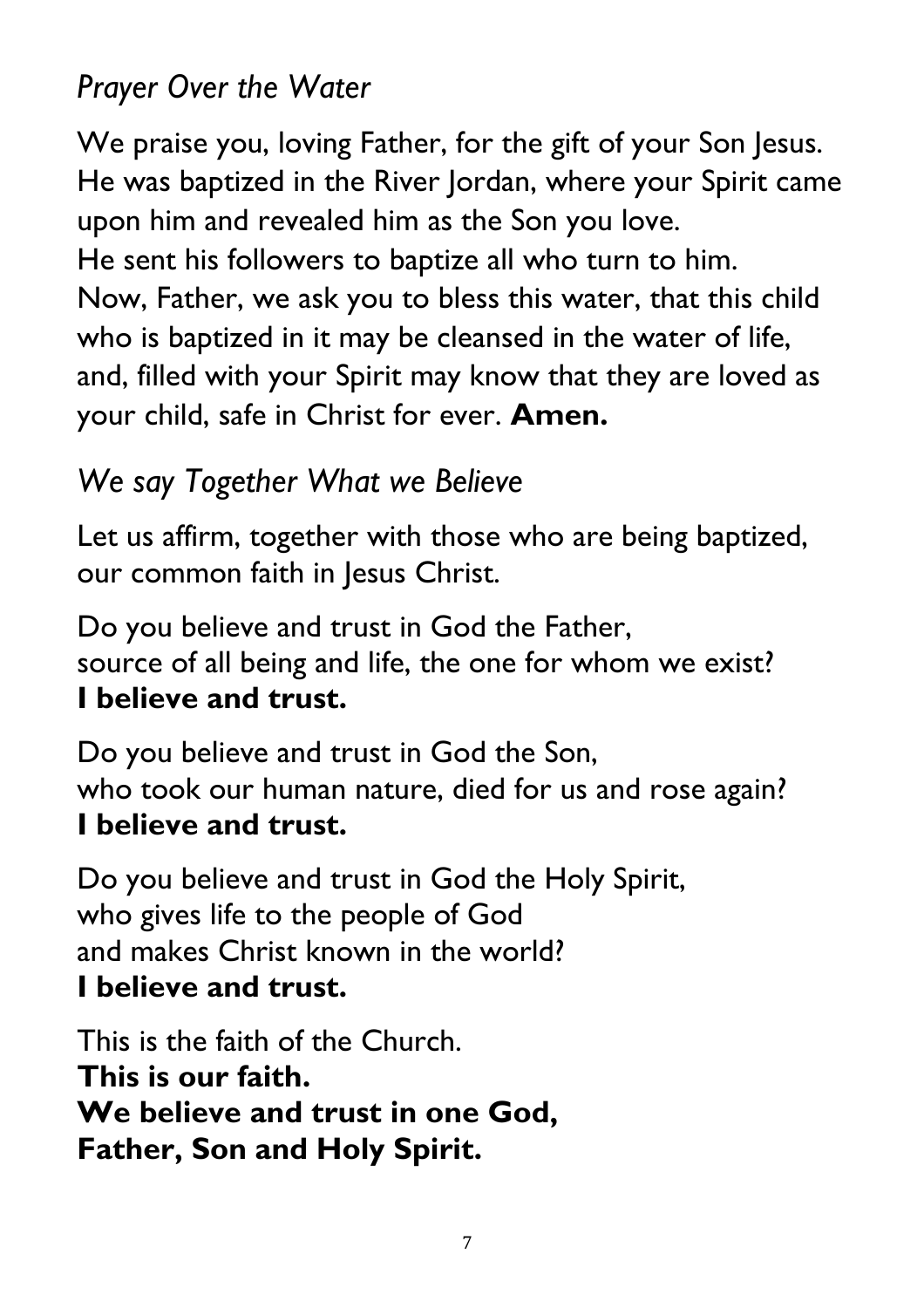## *Prayer Over the Water*

We praise you, loving Father, for the gift of your Son Jesus. He was baptized in the River Jordan, where your Spirit came upon him and revealed him as the Son you love.
He sent his followers to baptize all who turn to him.
Now, Father, we ask you to bless this water, that this child who is baptized in it may be cleansed in the water of life, and, filled with your Spirit may know that they are loved as your child, safe in Christ for ever. **Amen.**

## *We say Together What we Believe*

Let us affirm, together with those who are being baptized, our common faith in Jesus Christ.

Do you believe and trust in God the Father,
source of all being and life, the one for whom we exist?
**I believe and trust.**

Do you believe and trust in God the Son,
who took our human nature, died for us and rose again?
**I believe and trust.**

Do you believe and trust in God the Holy Spirit,
who gives life to the people of God
and makes Christ known in the world?
**I believe and trust.**

This is the faith of the Church.
**This is our faith.**
**We believe and trust in one God,**
**Father, Son and Holy Spirit.**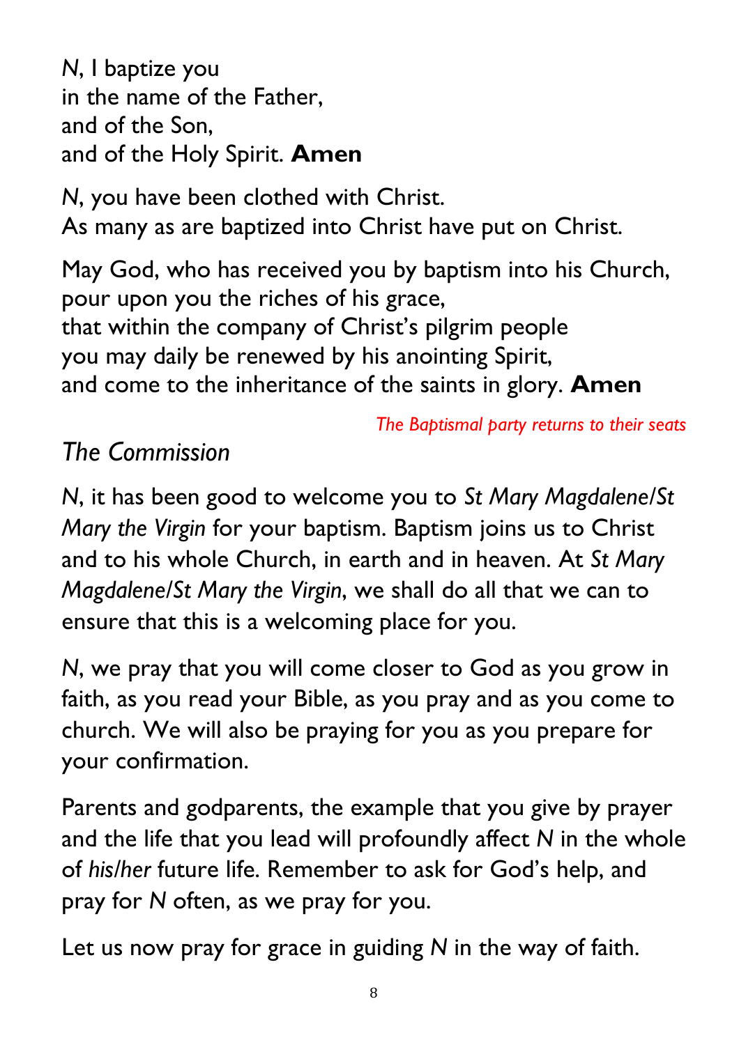*N*, I baptize you
in the name of the Father,
and of the Son,
and of the Holy Spirit. **Amen**

*N*, you have been clothed with Christ.
As many as are baptized into Christ have put on Christ.

May God, who has received you by baptism into his Church,
pour upon you the riches of his grace,
that within the company of Christ's pilgrim people
you may daily be renewed by his anointing Spirit,
and come to the inheritance of the saints in glory. **Amen**

*The Baptismal party returns to their seats*

## *The Commission*

*N*, it has been good to welcome you to *St Mary Magdalene/St Mary the Virgin* for your baptism. Baptism joins us to Christ and to his whole Church, in earth and in heaven. At *St Mary Magdalene/St Mary the Virgin*, we shall do all that we can to ensure that this is a welcoming place for you.

*N*, we pray that you will come closer to God as you grow in faith, as you read your Bible, as you pray and as you come to church. We will also be praying for you as you prepare for your confirmation.

Parents and godparents, the example that you give by prayer and the life that you lead will profoundly affect *N* in the whole of *his/her* future life. Remember to ask for God's help, and pray for *N* often, as we pray for you.

Let us now pray for grace in guiding *N* in the way of faith.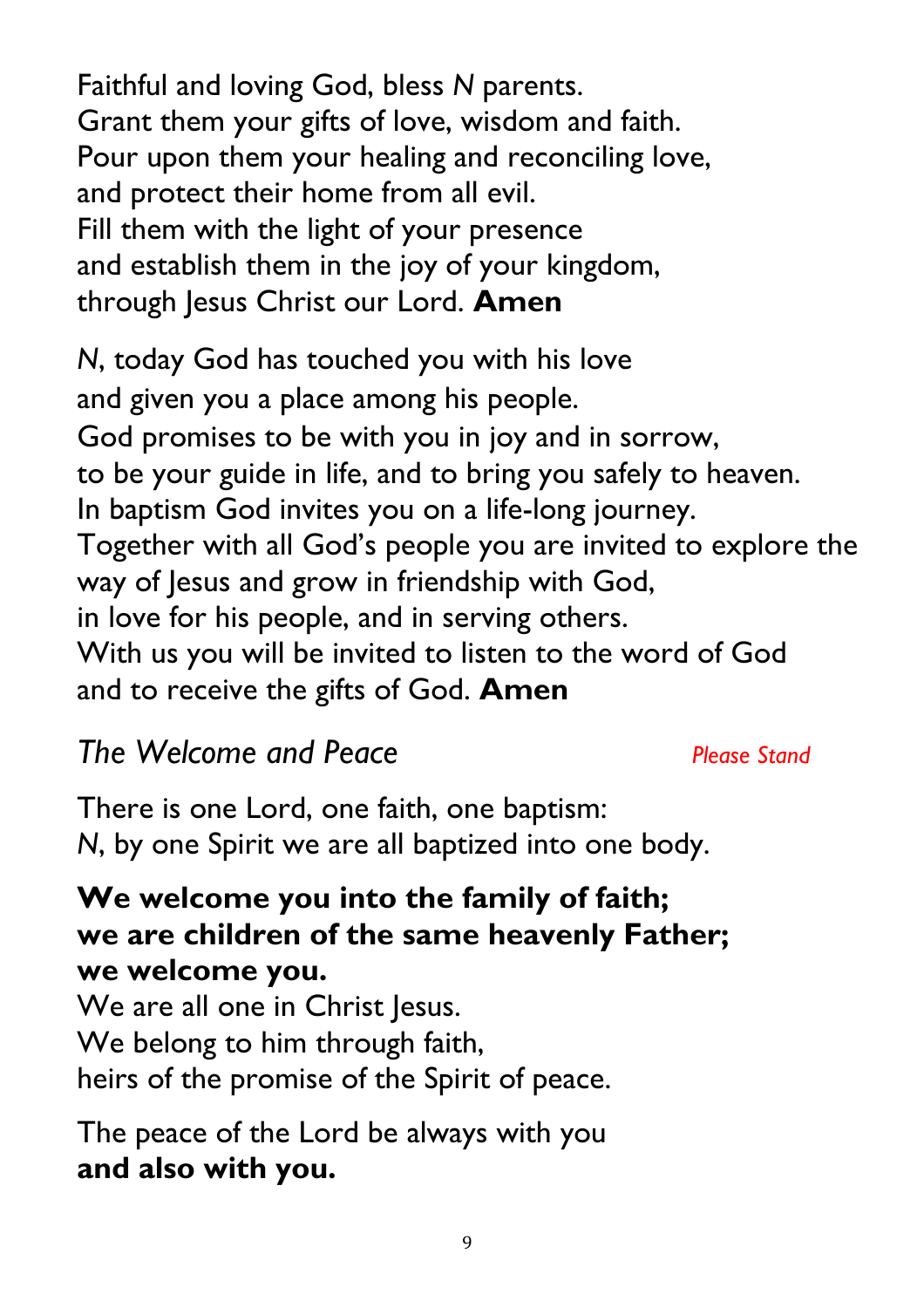Faithful and loving God, bless *N* parents.
Grant them your gifts of love, wisdom and faith.
Pour upon them your healing and reconciling love,
and protect their home from all evil.
Fill them with the light of your presence
and establish them in the joy of your kingdom,
through Jesus Christ our Lord. **Amen**

*N*, today God has touched you with his love
and given you a place among his people.
God promises to be with you in joy and in sorrow,
to be your guide in life, and to bring you safely to heaven.
In baptism God invites you on a life-long journey.
Together with all God's people you are invited to explore the way of Jesus and grow in friendship with God,
in love for his people, and in serving others.
With us you will be invited to listen to the word of God
and to receive the gifts of God. **Amen**

## *The Welcome and Peace*

*Please Stand*

There is one Lord, one faith, one baptism:
*N*, by one Spirit we are all baptized into one body.

**We welcome you into the family of faith;**
**we are children of the same heavenly Father;**
**we welcome you.**
We are all one in Christ Jesus.
We belong to him through faith,
heirs of the promise of the Spirit of peace.

The peace of the Lord be always with you
**and also with you.**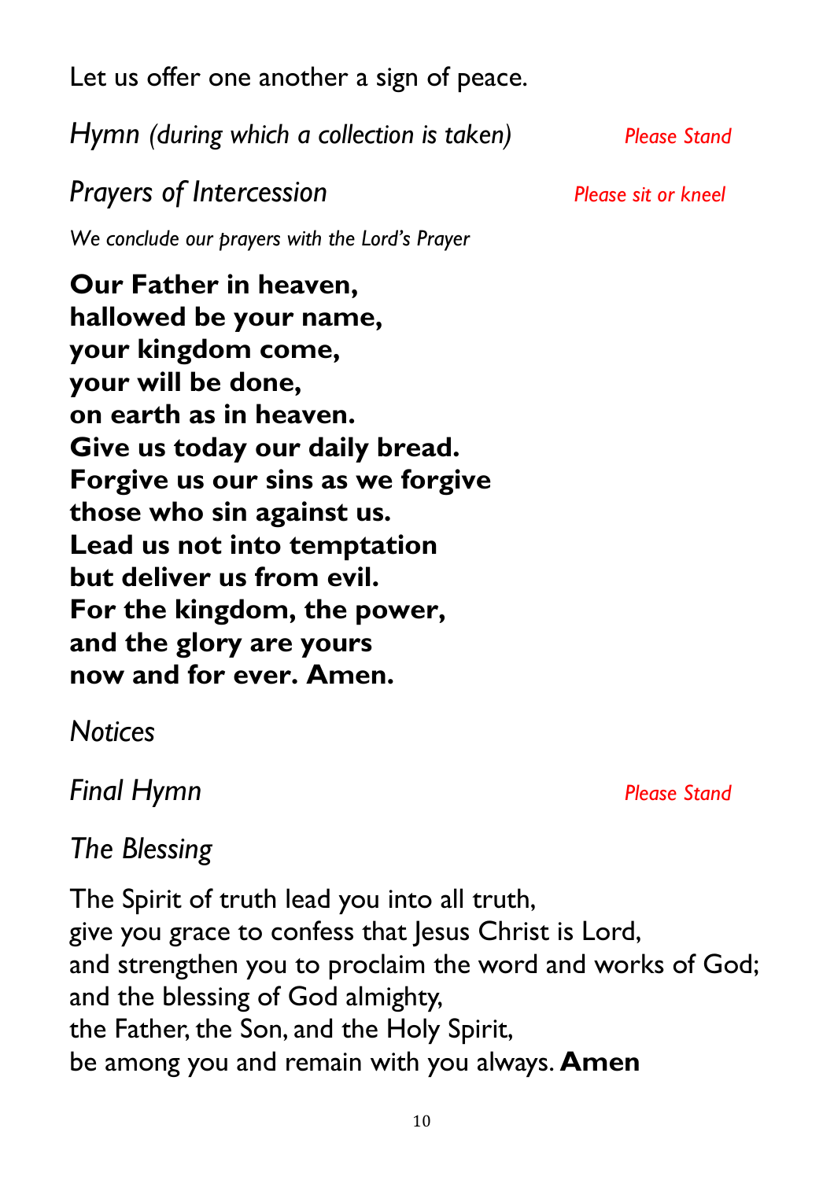Let us offer one another a sign of peace.

*Hymn (during which a collection is taken)* *Please Stand*

*Prayers of Intercession* *Please sit or kneel*

*We conclude our prayers with the Lord's Prayer*

**Our Father in heaven,**
**hallowed be your name,**
**your kingdom come,**
**your will be done,**
**on earth as in heaven.**
**Give us today our daily bread.**
**Forgive us our sins as we forgive**
**those who sin against us.**
**Lead us not into temptation**
**but deliver us from evil.**
**For the kingdom, the power,**
**and the glory are yours**
**now and for ever. Amen.**

*Notices*

*Final Hymn* *Please Stand*

*The Blessing*

The Spirit of truth lead you into all truth,
give you grace to confess that Jesus Christ is Lord,
and strengthen you to proclaim the word and works of God;
and the blessing of God almighty,
the Father, the Son, and the Holy Spirit,
be among you and remain with you always. **Amen**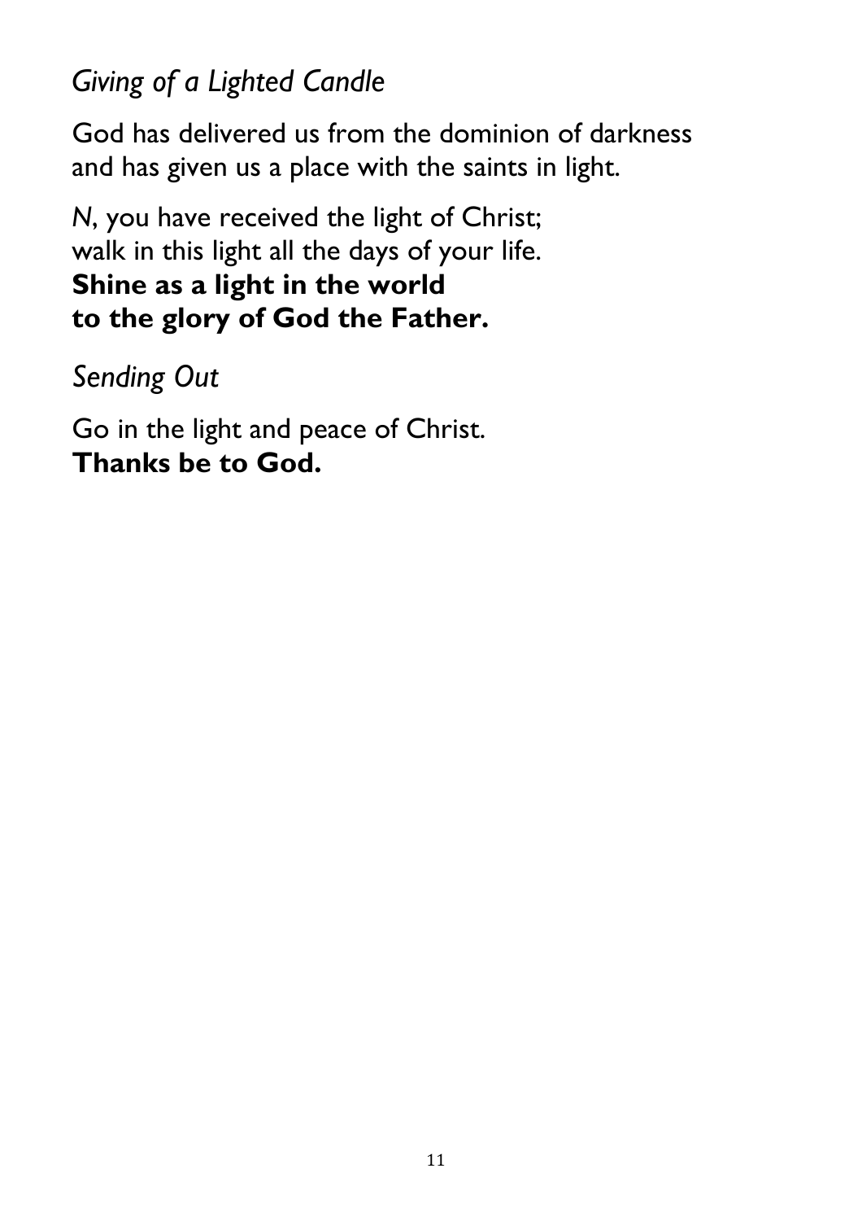*Giving of a Lighted Candle*

God has delivered us from the dominion of darkness
and has given us a place with the saints in light.

*N*, you have received the light of Christ;
walk in this light all the days of your life.
**Shine as a light in the world**
**to the glory of God the Father.**

*Sending Out*

Go in the light and peace of Christ.
**Thanks be to God.**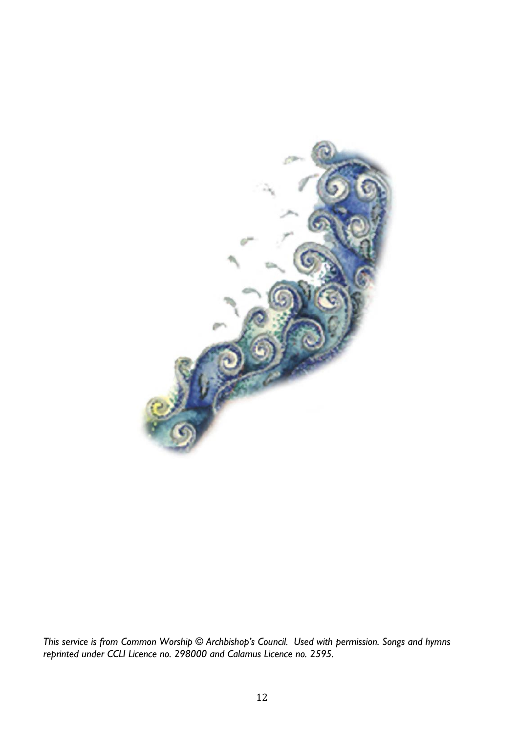*This service is from Common Worship © Archbishop's Council. Used with permission. Songs and hymns reprinted under CCLI Licence no. 298000 and Calamus Licence no. 2595.*